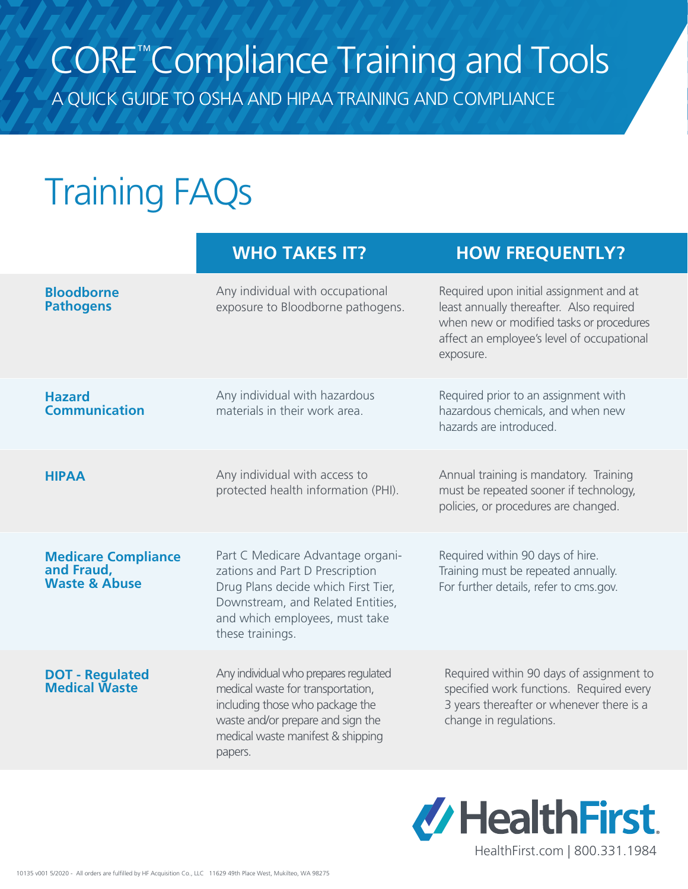# CORE™ Compliance Training and Tools

A QUICK GUIDE TO OSHA AND HIPAA TRAINING AND COMPLIANCE

## Training FAQs

| | WHO TAKES IT? | HOW FREQUENTLY? |
|---|---|---|
| **Bloodborne Pathogens** | Any individual with occupational exposure to Bloodborne pathogens. | Required upon initial assignment and at least annually thereafter. Also required when new or modified tasks or procedures affect an employee's level of occupational exposure. |
| **Hazard Communication** | Any individual with hazardous materials in their work area. | Required prior to an assignment with hazardous chemicals, and when new hazards are introduced. |
| **HIPAA** | Any individual with access to protected health information (PHI). | Annual training is mandatory. Training must be repeated sooner if technology, policies, or procedures are changed. |
| **Medicare Compliance and Fraud, Waste & Abuse** | Part C Medicare Advantage organizations and Part D Prescription Drug Plans decide which First Tier, Downstream, and Related Entities, and which employees, must take these trainings. | Required within 90 days of hire. Training must be repeated annually. For further details, refer to cms.gov. |
| **DOT - Regulated Medical Waste** | Any individual who prepares regulated medical waste for transportation, including those who package the waste and/or prepare and sign the medical waste manifest & shipping papers. | Required within 90 days of assignment to specified work functions. Required every 3 years thereafter or whenever there is a change in regulations. |

HealthFirst

HealthFirst.com | 800.331.1984

10135 v001 5/2020 - All orders are fulfilled by HF Acquisition Co., LLC 11629 49th Place West, Mukilteo, WA 98275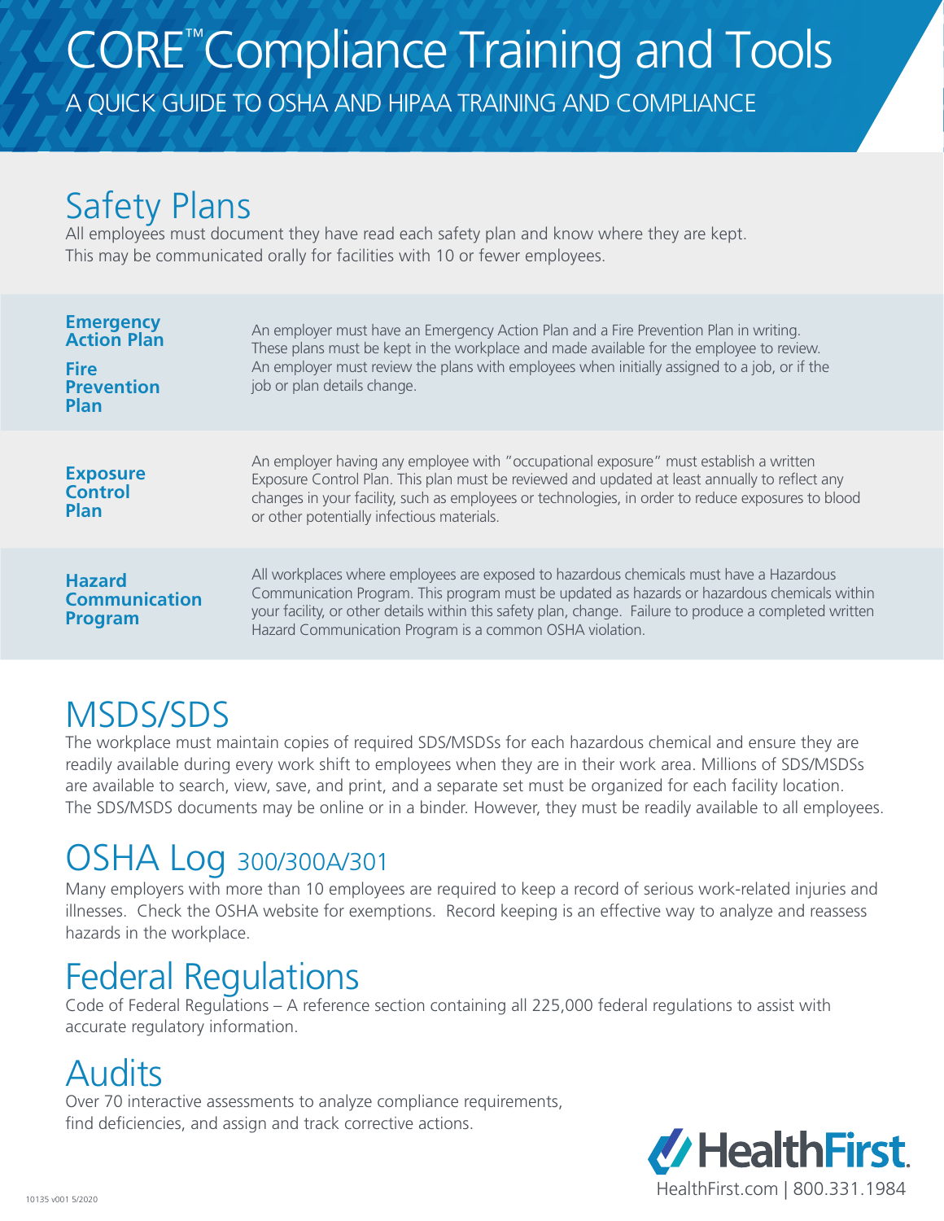# CORE™ Compliance Training and Tools

A QUICK GUIDE TO OSHA AND HIPAA TRAINING AND COMPLIANCE

## Safety Plans

All employees must document they have read each safety plan and know where they are kept. This may be communicated orally for facilities with 10 or fewer employees.

| | |
|---|---|
| **Emergency Action Plan** <br> **Fire Prevention Plan** | An employer must have an Emergency Action Plan and a Fire Prevention Plan in writing. These plans must be kept in the workplace and made available for the employee to review. An employer must review the plans with employees when initially assigned to a job, or if the job or plan details change. |
| **Exposure Control Plan** | An employer having any employee with "occupational exposure" must establish a written Exposure Control Plan. This plan must be reviewed and updated at least annually to reflect any changes in your facility, such as employees or technologies, in order to reduce exposures to blood or other potentially infectious materials. |
| **Hazard Communication Program** | All workplaces where employees are exposed to hazardous chemicals must have a Hazardous Communication Program. This program must be updated as hazards or hazardous chemicals within your facility, or other details within this safety plan, change. Failure to produce a completed written Hazard Communication Program is a common OSHA violation. |

## MSDS/SDS

The workplace must maintain copies of required SDS/MSDSs for each hazardous chemical and ensure they are readily available during every work shift to employees when they are in their work area. Millions of SDS/MSDSs are available to search, view, save, and print, and a separate set must be organized for each facility location. The SDS/MSDS documents may be online or in a binder. However, they must be readily available to all employees.

## OSHA Log 300/300A/301

Many employers with more than 10 employees are required to keep a record of serious work-related injuries and illnesses. Check the OSHA website for exemptions. Record keeping is an effective way to analyze and reassess hazards in the workplace.

## Federal Regulations

Code of Federal Regulations – A reference section containing all 225,000 federal regulations to assist with accurate regulatory information.

## Audits

Over 70 interactive assessments to analyze compliance requirements, find deficiencies, and assign and track corrective actions.

HealthFirst.

HealthFirst.com | 800.331.1984

10135 v001 5/2020